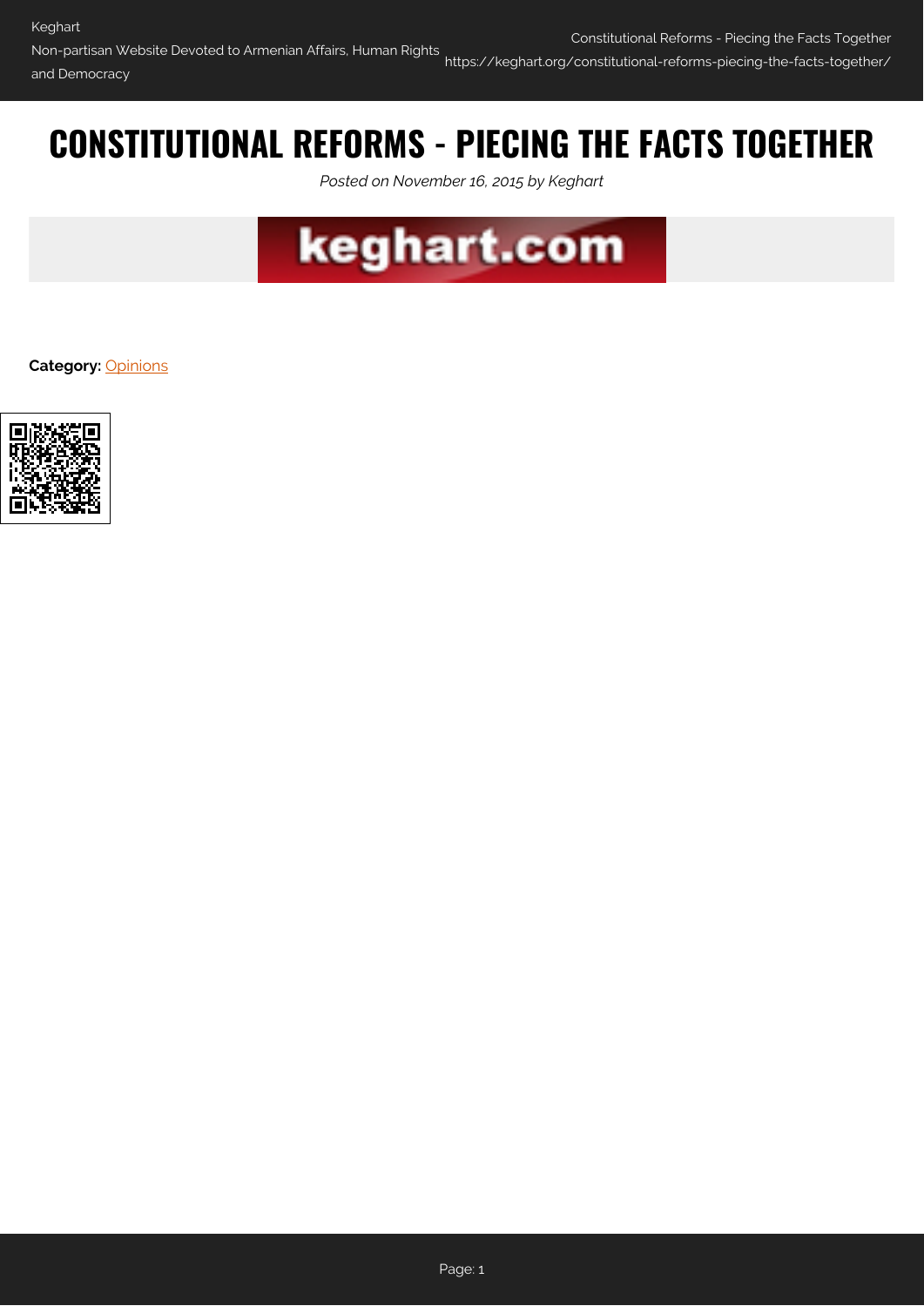# CONSTITUTIONAL REFORMS - PIECING THE FACTS TOGETHER

*Posted on November 16, 2015 by Keghart*

**Category:** Opinions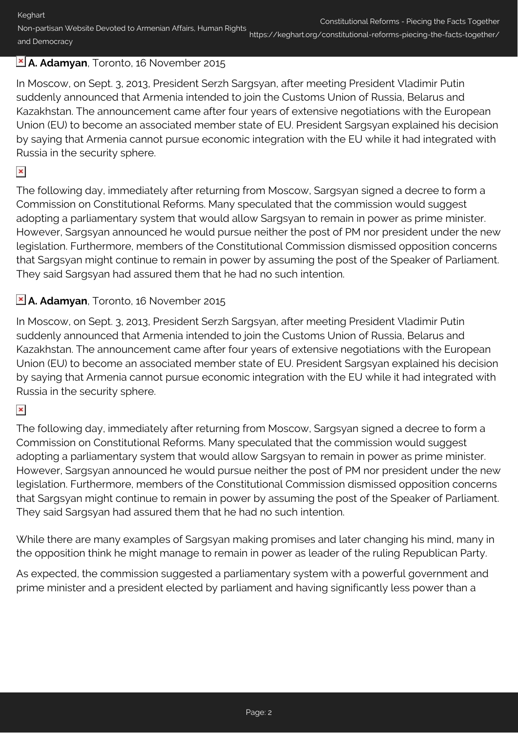**A. Adamyan**, Toronto, 16 November 2015

In Moscow, on Sept. 3, 2013, President Serzh Sargsyan, after meeting President Vladimir Putin suddenly announced that Armenia intended to join the Customs Union of Russia, Belarus and Kazakhstan. The announcement came after four years of extensive negotiations with the European Union (EU) to become an associated member state of EU. President Sargsyan explained his decision by saying that Armenia cannot pursue economic integration with the EU while it had integrated with Russia in the security sphere.

The following day, immediately after returning from Moscow, Sargsyan signed a decree to form a Commission on Constitutional Reforms. Many speculated that the commission would suggest adopting a parliamentary system that would allow Sargsyan to remain in power as prime minister. However, Sargsyan announced he would pursue neither the post of PM nor president under the new legislation. Furthermore, members of the Constitutional Commission dismissed opposition concerns that Sargsyan might continue to remain in power by assuming the post of the Speaker of Parliament. They said Sargsyan had assured them that he had no such intention.

**A. Adamyan**, Toronto, 16 November 2015

In Moscow, on Sept. 3, 2013, President Serzh Sargsyan, after meeting President Vladimir Putin suddenly announced that Armenia intended to join the Customs Union of Russia, Belarus and Kazakhstan. The announcement came after four years of extensive negotiations with the European Union (EU) to become an associated member state of EU. President Sargsyan explained his decision by saying that Armenia cannot pursue economic integration with the EU while it had integrated with Russia in the security sphere.

The following day, immediately after returning from Moscow, Sargsyan signed a decree to form a Commission on Constitutional Reforms. Many speculated that the commission would suggest adopting a parliamentary system that would allow Sargsyan to remain in power as prime minister. However, Sargsyan announced he would pursue neither the post of PM nor president under the new legislation. Furthermore, members of the Constitutional Commission dismissed opposition concerns that Sargsyan might continue to remain in power by assuming the post of the Speaker of Parliament. They said Sargsyan had assured them that he had no such intention.

While there are many examples of Sargsyan making promises and later changing his mind, many in the opposition think he might manage to remain in power as leader of the ruling Republican Party.

As expected, the commission suggested a parliamentary system with a powerful government and prime minister and a president elected by parliament and having significantly less power than a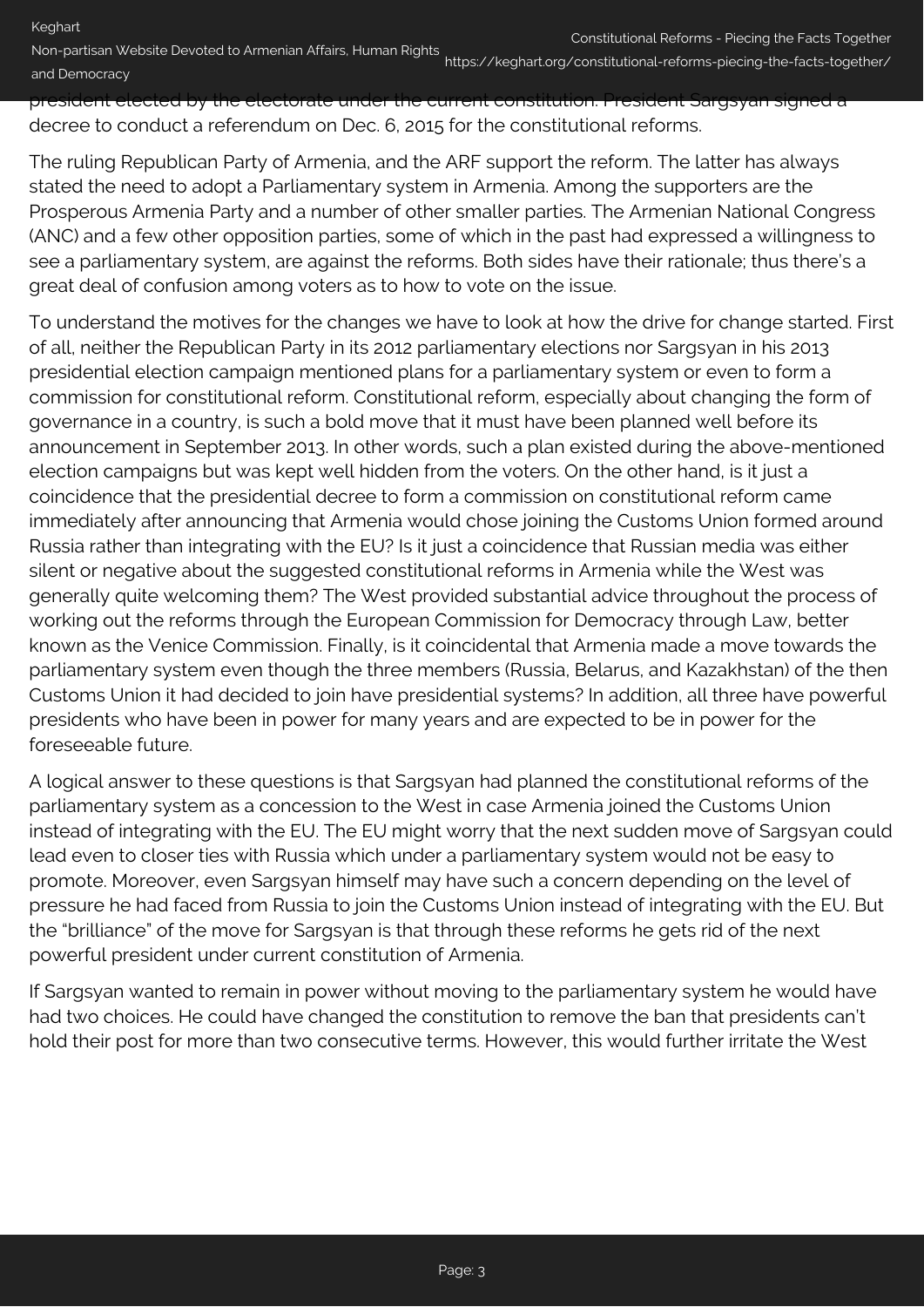president elected by the electorate under the current constitution. President Sargsyan signed a decree to conduct a referendum on Dec. 6, 2015 for the constitutional reforms.

The ruling Republican Party of Armenia, and the ARF support the reform. The latter has always stated the need to adopt a Parliamentary system in Armenia. Among the supporters are the Prosperous Armenia Party and a number of other smaller parties. The Armenian National Congress (ANC) and a few other opposition parties, some of which in the past had expressed a willingness to see a parliamentary system, are against the reforms. Both sides have their rationale; thus there's a great deal of confusion among voters as to how to vote on the issue.

To understand the motives for the changes we have to look at how the drive for change started. First of all, neither the Republican Party in its 2012 parliamentary elections nor Sargsyan in his 2013 presidential election campaign mentioned plans for a parliamentary system or even to form a commission for constitutional reform. Constitutional reform, especially about changing the form of governance in a country, is such a bold move that it must have been planned well before its announcement in September 2013. In other words, such a plan existed during the above-mentioned election campaigns but was kept well hidden from the voters. On the other hand, is it just a coincidence that the presidential decree to form a commission on constitutional reform came immediately after announcing that Armenia would chose joining the Customs Union formed around Russia rather than integrating with the EU? Is it just a coincidence that Russian media was either silent or negative about the suggested constitutional reforms in Armenia while the West was generally quite welcoming them? The West provided substantial advice throughout the process of working out the reforms through the European Commission for Democracy through Law, better known as the Venice Commission. Finally, is it coincidental that Armenia made a move towards the parliamentary system even though the three members (Russia, Belarus, and Kazakhstan) of the then Customs Union it had decided to join have presidential systems? In addition, all three have powerful presidents who have been in power for many years and are expected to be in power for the foreseeable future.

A logical answer to these questions is that Sargsyan had planned the constitutional reforms of the parliamentary system as a concession to the West in case Armenia joined the Customs Union instead of integrating with the EU. The EU might worry that the next sudden move of Sargsyan could lead even to closer ties with Russia which under a parliamentary system would not be easy to promote. Moreover, even Sargsyan himself may have such a concern depending on the level of pressure he had faced from Russia to join the Customs Union instead of integrating with the EU. But the "brilliance" of the move for Sargsyan is that through these reforms he gets rid of the next powerful president under current constitution of Armenia.

If Sargsyan wanted to remain in power without moving to the parliamentary system he would have had two choices. He could have changed the constitution to remove the ban that presidents can't hold their post for more than two consecutive terms. However, this would further irritate the West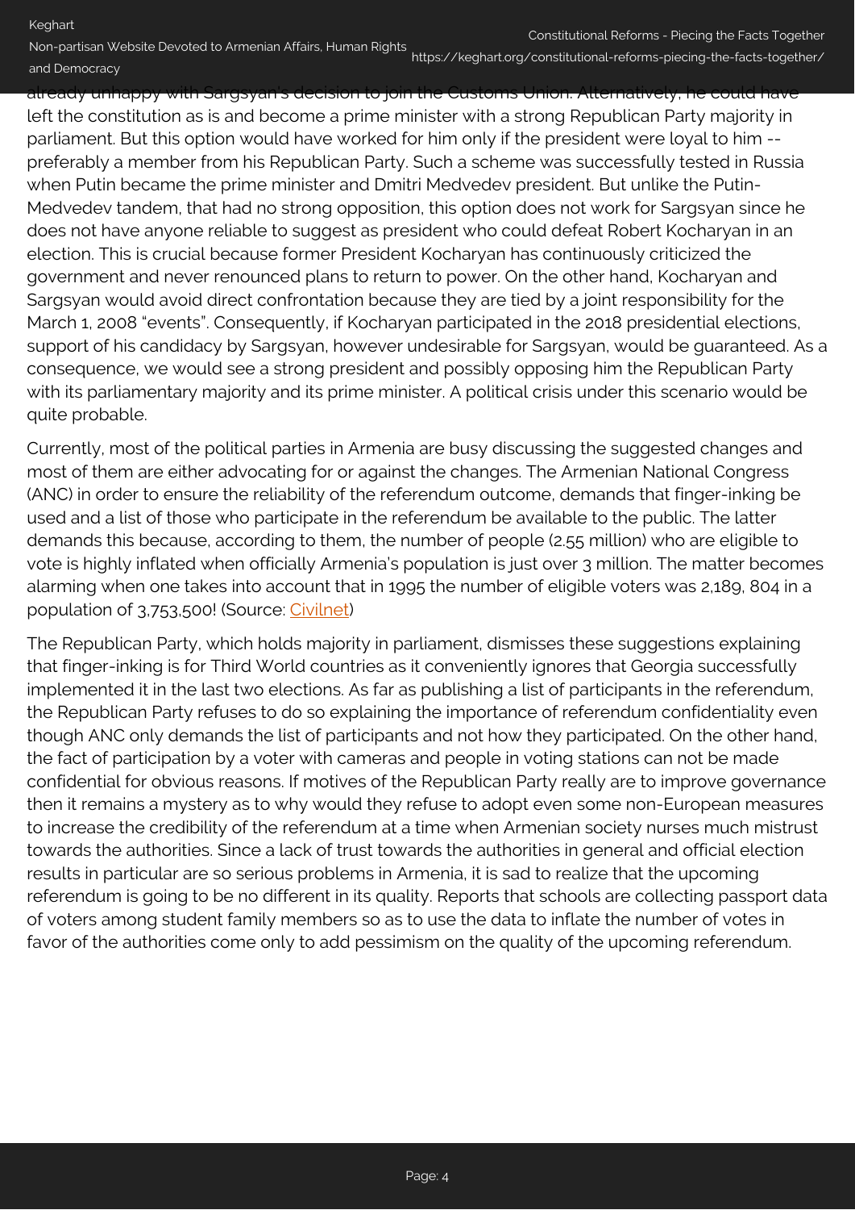already unhappy with Sargsyan's decision to join the Customs Union. Alternatively, he could have left the constitution as is and become a prime minister with a strong Republican Party majority in parliament. But this option would have worked for him only if the president were loyal to him -- preferably a member from his Republican Party. Such a scheme was successfully tested in Russia when Putin became the prime minister and Dmitri Medvedev president. But unlike the Putin-Medvedev tandem, that had no strong opposition, this option does not work for Sargsyan since he does not have anyone reliable to suggest as president who could defeat Robert Kocharyan in an election. This is crucial because former President Kocharyan has continuously criticized the government and never renounced plans to return to power. On the other hand, Kocharyan and Sargsyan would avoid direct confrontation because they are tied by a joint responsibility for the March 1, 2008 "events". Consequently, if Kocharyan participated in the 2018 presidential elections, support of his candidacy by Sargsyan, however undesirable for Sargsyan, would be guaranteed. As a consequence, we would see a strong president and possibly opposing him the Republican Party with its parliamentary majority and its prime minister. A political crisis under this scenario would be quite probable.

Currently, most of the political parties in Armenia are busy discussing the suggested changes and most of them are either advocating for or against the changes. The Armenian National Congress (ANC) in order to ensure the reliability of the referendum outcome, demands that finger-inking be used and a list of those who participate in the referendum be available to the public. The latter demands this because, according to them, the number of people (2.55 million) who are eligible to vote is highly inflated when officially Armenia's population is just over 3 million. The matter becomes alarming when one takes into account that in 1995 the number of eligible voters was 2,189, 804 in a population of 3,753,500! (Source: Civilnet)

The Republican Party, which holds majority in parliament, dismisses these suggestions explaining that finger-inking is for Third World countries as it conveniently ignores that Georgia successfully implemented it in the last two elections. As far as publishing a list of participants in the referendum, the Republican Party refuses to do so explaining the importance of referendum confidentiality even though ANC only demands the list of participants and not how they participated. On the other hand, the fact of participation by a voter with cameras and people in voting stations can not be made confidential for obvious reasons. If motives of the Republican Party really are to improve governance then it remains a mystery as to why would they refuse to adopt even some non-European measures to increase the credibility of the referendum at a time when Armenian society nurses much mistrust towards the authorities. Since a lack of trust towards the authorities in general and official election results in particular are so serious problems in Armenia, it is sad to realize that the upcoming referendum is going to be no different in its quality. Reports that schools are collecting passport data of voters among student family members so as to use the data to inflate the number of votes in favor of the authorities come only to add pessimism on the quality of the upcoming referendum.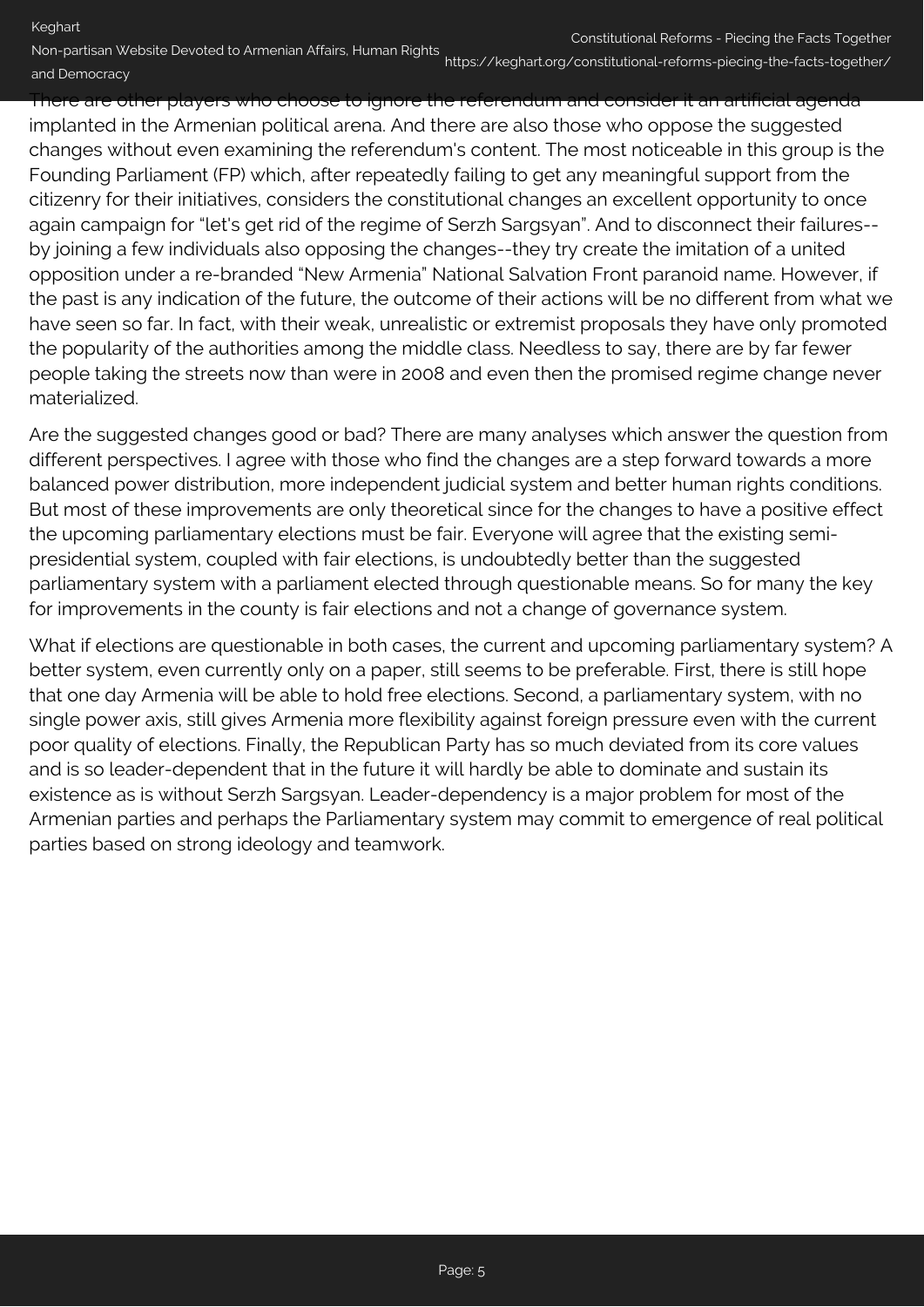There are other players who choose to ignore the referendum and consider it an artificial agenda implanted in the Armenian political arena. And there are also those who oppose the suggested changes without even examining the referendum's content. The most noticeable in this group is the Founding Parliament (FP) which, after repeatedly failing to get any meaningful support from the citizenry for their initiatives, considers the constitutional changes an excellent opportunity to once again campaign for "let's get rid of the regime of Serzh Sargsyan". And to disconnect their failures--by joining a few individuals also opposing the changes--they try create the imitation of a united opposition under a re-branded "New Armenia" National Salvation Front paranoid name. However, if the past is any indication of the future, the outcome of their actions will be no different from what we have seen so far. In fact, with their weak, unrealistic or extremist proposals they have only promoted the popularity of the authorities among the middle class. Needless to say, there are by far fewer people taking the streets now than were in 2008 and even then the promised regime change never materialized.

Are the suggested changes good or bad? There are many analyses which answer the question from different perspectives. I agree with those who find the changes are a step forward towards a more balanced power distribution, more independent judicial system and better human rights conditions. But most of these improvements are only theoretical since for the changes to have a positive effect the upcoming parliamentary elections must be fair. Everyone will agree that the existing semi-presidential system, coupled with fair elections, is undoubtedly better than the suggested parliamentary system with a parliament elected through questionable means. So for many the key for improvements in the county is fair elections and not a change of governance system.

What if elections are questionable in both cases, the current and upcoming parliamentary system? A better system, even currently only on a paper, still seems to be preferable. First, there is still hope that one day Armenia will be able to hold free elections. Second, a parliamentary system, with no single power axis, still gives Armenia more flexibility against foreign pressure even with the current poor quality of elections. Finally, the Republican Party has so much deviated from its core values and is so leader-dependent that in the future it will hardly be able to dominate and sustain its existence as is without Serzh Sargsyan. Leader-dependency is a major problem for most of the Armenian parties and perhaps the Parliamentary system may commit to emergence of real political parties based on strong ideology and teamwork.